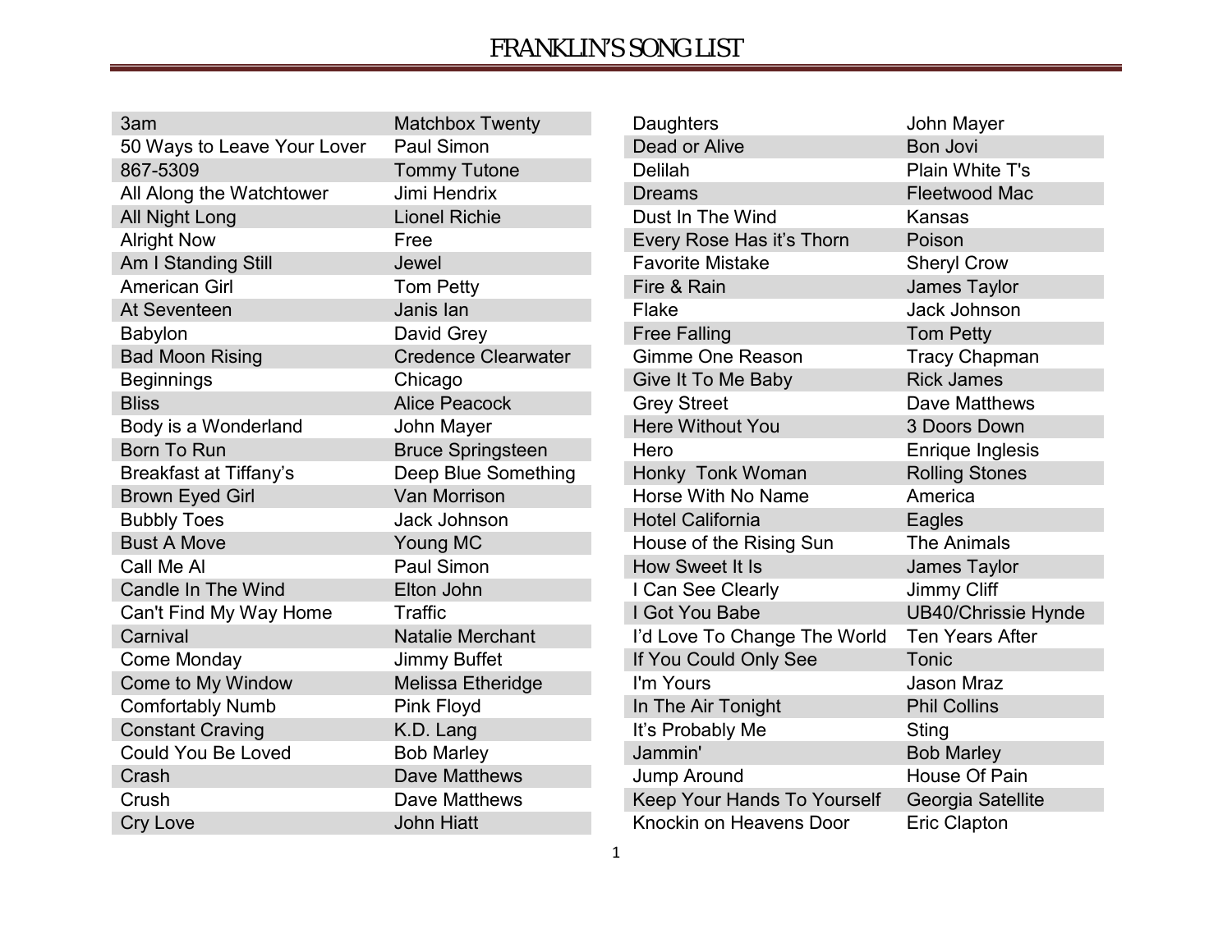# FRANKLIN'S SONG LIST

| Song | Artist |
|---|---|
| 3am | Matchbox Twenty |
| 50 Ways to Leave Your Lover | Paul Simon |
| 867-5309 | Tommy Tutone |
| All Along the Watchtower | Jimi Hendrix |
| All Night Long | Lionel Richie |
| Alright Now | Free |
| Am I Standing Still | Jewel |
| American Girl | Tom Petty |
| At Seventeen | Janis Ian |
| Babylon | David Grey |
| Bad Moon Rising | Credence Clearwater |
| Beginnings | Chicago |
| Bliss | Alice Peacock |
| Body is a Wonderland | John Mayer |
| Born To Run | Bruce Springsteen |
| Breakfast at Tiffany's | Deep Blue Something |
| Brown Eyed Girl | Van Morrison |
| Bubbly Toes | Jack Johnson |
| Bust A Move | Young MC |
| Call Me Al | Paul Simon |
| Candle In The Wind | Elton John |
| Can't Find My Way Home | Traffic |
| Carnival | Natalie Merchant |
| Come Monday | Jimmy Buffet |
| Come to My Window | Melissa Etheridge |
| Comfortably Numb | Pink Floyd |
| Constant Craving | K.D. Lang |
| Could You Be Loved | Bob Marley |
| Crash | Dave Matthews |
| Crush | Dave Matthews |
| Cry Love | John Hiatt |
| Daughters | John Mayer |
| Dead or Alive | Bon Jovi |
| Delilah | Plain White T's |
| Dreams | Fleetwood Mac |
| Dust In The Wind | Kansas |
| Every Rose Has it's Thorn | Poison |
| Favorite Mistake | Sheryl Crow |
| Fire & Rain | James Taylor |
| Flake | Jack Johnson |
| Free Falling | Tom Petty |
| Gimme One Reason | Tracy Chapman |
| Give It To Me Baby | Rick James |
| Grey Street | Dave Matthews |
| Here Without You | 3 Doors Down |
| Hero | Enrique Inglesis |
| Honky Tonk Woman | Rolling Stones |
| Horse With No Name | America |
| Hotel California | Eagles |
| House of the Rising Sun | The Animals |
| How Sweet It Is | James Taylor |
| I Can See Clearly | Jimmy Cliff |
| I Got You Babe | UB40/Chrissie Hynde |
| I'd Love To Change The World | Ten Years After |
| If You Could Only See | Tonic |
| I'm Yours | Jason Mraz |
| In The Air Tonight | Phil Collins |
| It's Probably Me | Sting |
| Jammin' | Bob Marley |
| Jump Around | House Of Pain |
| Keep Your Hands To Yourself | Georgia Satellite |
| Knockin on Heavens Door | Eric Clapton |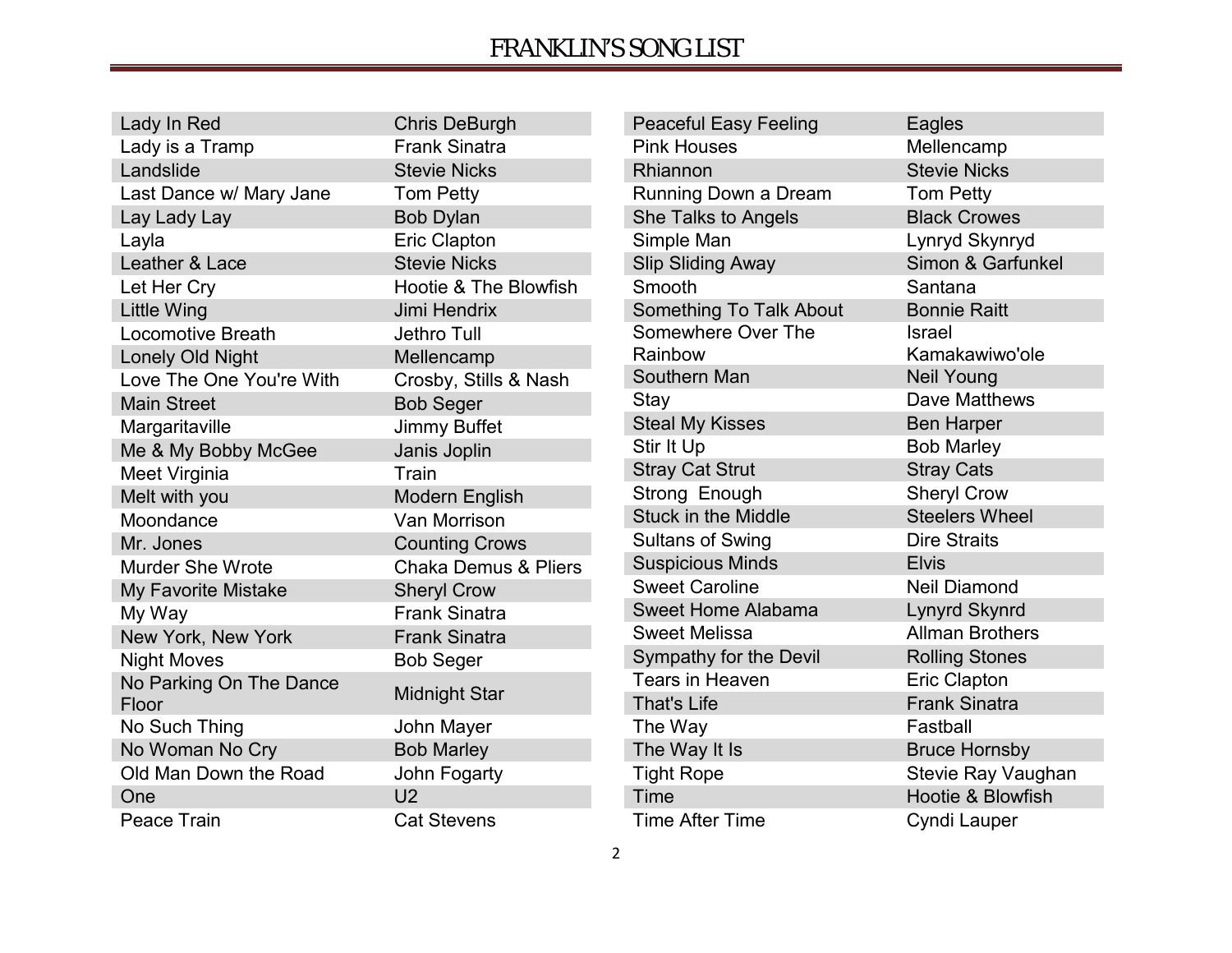# FRANKLIN'S SONG LIST

| Song | Artist |
|---|---|
| Lady In Red | Chris DeBurgh |
| Lady is a Tramp | Frank Sinatra |
| Landslide | Stevie Nicks |
| Last Dance w/ Mary Jane | Tom Petty |
| Lay Lady Lay | Bob Dylan |
| Layla | Eric Clapton |
| Leather & Lace | Stevie Nicks |
| Let Her Cry | Hootie & The Blowfish |
| Little Wing | Jimi Hendrix |
| Locomotive Breath | Jethro Tull |
| Lonely Old Night | Mellencamp |
| Love The One You're With | Crosby, Stills & Nash |
| Main Street | Bob Seger |
| Margaritaville | Jimmy Buffet |
| Me & My Bobby McGee | Janis Joplin |
| Meet Virginia | Train |
| Melt with you | Modern English |
| Moondance | Van Morrison |
| Mr. Jones | Counting Crows |
| Murder She Wrote | Chaka Demus & Pliers |
| My Favorite Mistake | Sheryl Crow |
| My Way | Frank Sinatra |
| New York, New York | Frank Sinatra |
| Night Moves | Bob Seger |
| No Parking On The Dance Floor | Midnight Star |
| No Such Thing | John Mayer |
| No Woman No Cry | Bob Marley |
| Old Man Down the Road | John Fogarty |
| One | U2 |
| Peace Train | Cat Stevens |
| Peaceful Easy Feeling | Eagles |
| Pink Houses | Mellencamp |
| Rhiannon | Stevie Nicks |
| Running Down a Dream | Tom Petty |
| She Talks to Angels | Black Crowes |
| Simple Man | Lynryd Skynryd |
| Slip Sliding Away | Simon & Garfunkel |
| Smooth | Santana |
| Something To Talk About | Bonnie Raitt |
| Somewhere Over The Rainbow | Israel Kamakawiwo'ole |
| Southern Man | Neil Young |
| Stay | Dave Matthews |
| Steal My Kisses | Ben Harper |
| Stir It Up | Bob Marley |
| Stray Cat Strut | Stray Cats |
| Strong Enough | Sheryl Crow |
| Stuck in the Middle | Steelers Wheel |
| Sultans of Swing | Dire Straits |
| Suspicious Minds | Elvis |
| Sweet Caroline | Neil Diamond |
| Sweet Home Alabama | Lynyrd Skynrd |
| Sweet Melissa | Allman Brothers |
| Sympathy for the Devil | Rolling Stones |
| Tears in Heaven | Eric Clapton |
| That's Life | Frank Sinatra |
| The Way | Fastball |
| The Way It Is | Bruce Hornsby |
| Tight Rope | Stevie Ray Vaughan |
| Time | Hootie & Blowfish |
| Time After Time | Cyndi Lauper |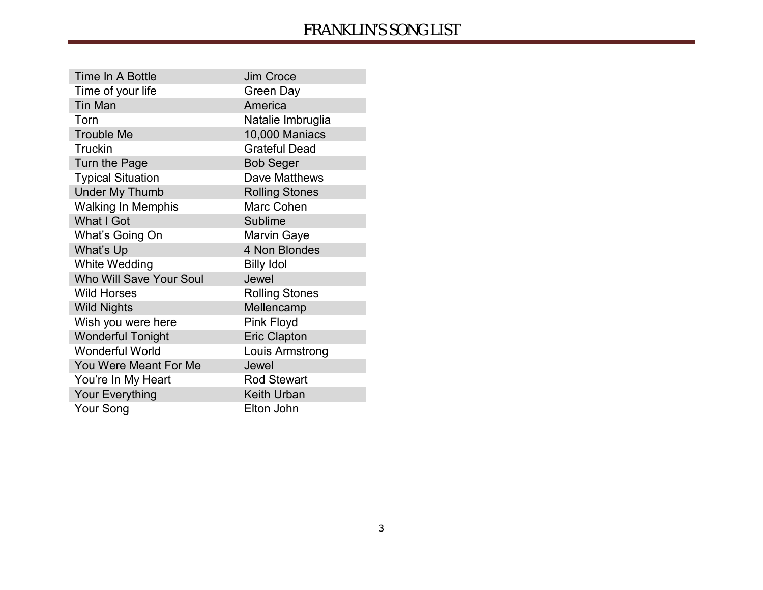# FRANKLIN'S SONG LIST

| | |
|---|---|
| Time In A Bottle | Jim Croce |
| Time of your life | Green Day |
| Tin Man | America |
| Torn | Natalie Imbruglia |
| Trouble Me | 10,000 Maniacs |
| Truckin | Grateful Dead |
| Turn the Page | Bob Seger |
| Typical Situation | Dave Matthews |
| Under My Thumb | Rolling Stones |
| Walking In Memphis | Marc Cohen |
| What I Got | Sublime |
| What's Going On | Marvin Gaye |
| What's Up | 4 Non Blondes |
| White Wedding | Billy Idol |
| Who Will Save Your Soul | Jewel |
| Wild Horses | Rolling Stones |
| Wild Nights | Mellencamp |
| Wish you were here | Pink Floyd |
| Wonderful Tonight | Eric Clapton |
| Wonderful World | Louis Armstrong |
| You Were Meant For Me | Jewel |
| You're In My Heart | Rod Stewart |
| Your Everything | Keith Urban |
| Your Song | Elton John |